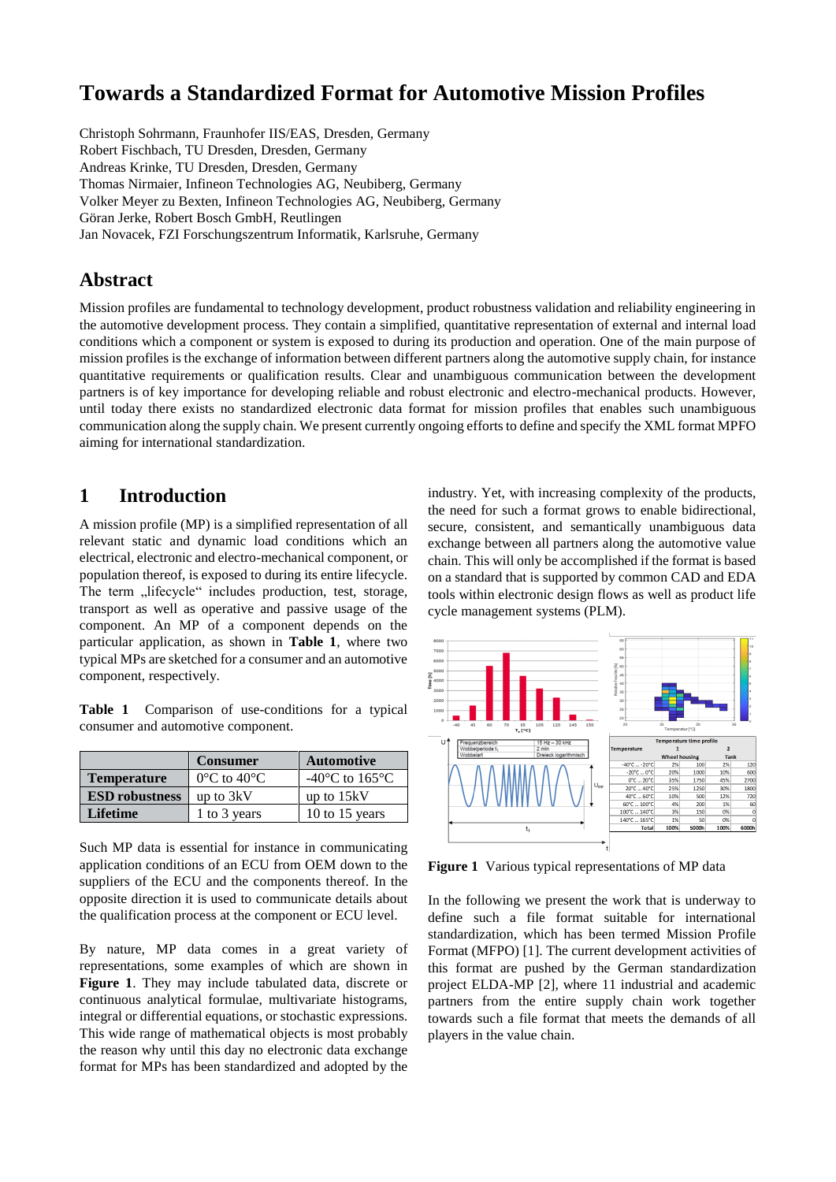# Towards a Standardized Format for Automotive Mission Profiles

Christoph Sohrmann, Fraunhofer IIS/EAS, Dresden, Germany
Robert Fischbach, TU Dresden, Dresden, Germany
Andreas Krinke, TU Dresden, Dresden, Germany
Thomas Nirmaier, Infineon Technologies AG, Neubiberg, Germany
Volker Meyer zu Bexten, Infineon Technologies AG, Neubiberg, Germany
Göran Jerke, Robert Bosch GmbH, Reutlingen
Jan Novacek, FZI Forschungszentrum Informatik, Karlsruhe, Germany

## Abstract

Mission profiles are fundamental to technology development, product robustness validation and reliability engineering in the automotive development process. They contain a simplified, quantitative representation of external and internal load conditions which a component or system is exposed to during its production and operation. One of the main purpose of mission profiles is the exchange of information between different partners along the automotive supply chain, for instance quantitative requirements or qualification results. Clear and unambiguous communication between the development partners is of key importance for developing reliable and robust electronic and electro-mechanical products. However, until today there exists no standardized electronic data format for mission profiles that enables such unambiguous communication along the supply chain. We present currently ongoing efforts to define and specify the XML format MPFO aiming for international standardization.

## 1 Introduction

A mission profile (MP) is a simplified representation of all relevant static and dynamic load conditions which an electrical, electronic and electro-mechanical component, or population thereof, is exposed to during its entire lifecycle. The term „lifecycle“ includes production, test, storage, transport as well as operative and passive usage of the component. An MP of a component depends on the particular application, as shown in **Table 1**, where two typical MPs are sketched for a consumer and an automotive component, respectively.

**Table 1** Comparison of use-conditions for a typical consumer and automotive component.

| | Consumer | Automotive |
|---|---|---|
| **Temperature** | 0°C to 40°C | -40°C to 165°C |
| **ESD robustness** | up to 3kV | up to 15kV |
| **Lifetime** | 1 to 3 years | 10 to 15 years |

Such MP data is essential for instance in communicating application conditions of an ECU from OEM down to the suppliers of the ECU and the components thereof. In the opposite direction it is used to communicate details about the qualification process at the component or ECU level.

By nature, MP data comes in a great variety of representations, some examples of which are shown in **Figure 1**. They may include tabulated data, discrete or continuous analytical formulae, multivariate histograms, integral or differential equations, or stochastic expressions. This wide range of mathematical objects is most probably the reason why until this day no electronic data exchange format for MPs has been standardized and adopted by the industry. Yet, with increasing complexity of the products, the need for such a format grows to enable bidirectional, secure, consistent, and semantically unambiguous data exchange between all partners along the automotive value chain. This will only be accomplished if the format is based on a standard that is supported by common CAD and EDA tools within electronic design flows as well as product life cycle management systems (PLM).

**Figure 1** Various typical representations of MP data

In the following we present the work that is underway to define such a file format suitable for international standardization, which has been termed Mission Profile Format (MFPO) [1]. The current development activities of this format are pushed by the German standardization project ELDA-MP [2], where 11 industrial and academic partners from the entire supply chain work together towards such a file format that meets the demands of all players in the value chain.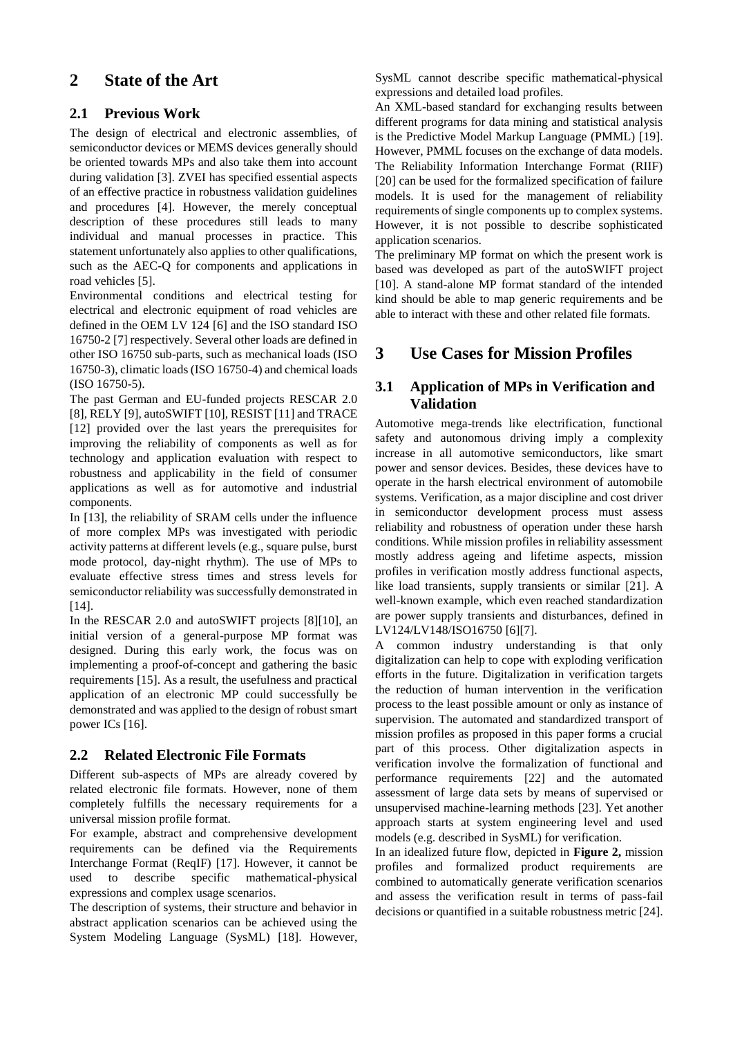## 2 State of the Art

### 2.1 Previous Work

The design of electrical and electronic assemblies, of semiconductor devices or MEMS devices generally should be oriented towards MPs and also take them into account during validation [3]. ZVEI has specified essential aspects of an effective practice in robustness validation guidelines and procedures [4]. However, the merely conceptual description of these procedures still leads to many individual and manual processes in practice. This statement unfortunately also applies to other qualifications, such as the AEC-Q for components and applications in road vehicles [5].

Environmental conditions and electrical testing for electrical and electronic equipment of road vehicles are defined in the OEM LV 124 [6] and the ISO standard ISO 16750-2 [7] respectively. Several other loads are defined in other ISO 16750 sub-parts, such as mechanical loads (ISO 16750-3), climatic loads (ISO 16750-4) and chemical loads (ISO 16750-5).

The past German and EU-funded projects RESCAR 2.0 [8], RELY [9], autoSWIFT [10], RESIST [11] and TRACE [12] provided over the last years the prerequisites for improving the reliability of components as well as for technology and application evaluation with respect to robustness and applicability in the field of consumer applications as well as for automotive and industrial components.

In [13], the reliability of SRAM cells under the influence of more complex MPs was investigated with periodic activity patterns at different levels (e.g., square pulse, burst mode protocol, day-night rhythm). The use of MPs to evaluate effective stress times and stress levels for semiconductor reliability was successfully demonstrated in [14].

In the RESCAR 2.0 and autoSWIFT projects [8][10], an initial version of a general-purpose MP format was designed. During this early work, the focus was on implementing a proof-of-concept and gathering the basic requirements [15]. As a result, the usefulness and practical application of an electronic MP could successfully be demonstrated and was applied to the design of robust smart power ICs [16].

### 2.2 Related Electronic File Formats

Different sub-aspects of MPs are already covered by related electronic file formats. However, none of them completely fulfills the necessary requirements for a universal mission profile format.

For example, abstract and comprehensive development requirements can be defined via the Requirements Interchange Format (ReqIF) [17]. However, it cannot be used to describe specific mathematical-physical expressions and complex usage scenarios.

The description of systems, their structure and behavior in abstract application scenarios can be achieved using the System Modeling Language (SysML) [18]. However, SysML cannot describe specific mathematical-physical expressions and detailed load profiles.

An XML-based standard for exchanging results between different programs for data mining and statistical analysis is the Predictive Model Markup Language (PMML) [19]. However, PMML focuses on the exchange of data models. The Reliability Information Interchange Format (RIIF) [20] can be used for the formalized specification of failure models. It is used for the management of reliability requirements of single components up to complex systems. However, it is not possible to describe sophisticated application scenarios.

The preliminary MP format on which the present work is based was developed as part of the autoSWIFT project [10]. A stand-alone MP format standard of the intended kind should be able to map generic requirements and be able to interact with these and other related file formats.

## 3 Use Cases for Mission Profiles

### 3.1 Application of MPs in Verification and Validation

Automotive mega-trends like electrification, functional safety and autonomous driving imply a complexity increase in all automotive semiconductors, like smart power and sensor devices. Besides, these devices have to operate in the harsh electrical environment of automobile systems. Verification, as a major discipline and cost driver in semiconductor development process must assess reliability and robustness of operation under these harsh conditions. While mission profiles in reliability assessment mostly address ageing and lifetime aspects, mission profiles in verification mostly address functional aspects, like load transients, supply transients or similar [21]. A well-known example, which even reached standardization are power supply transients and disturbances, defined in LV124/LV148/ISO16750 [6][7].

A common industry understanding is that only digitalization can help to cope with exploding verification efforts in the future. Digitalization in verification targets the reduction of human intervention in the verification process to the least possible amount or only as instance of supervision. The automated and standardized transport of mission profiles as proposed in this paper forms a crucial part of this process. Other digitalization aspects in verification involve the formalization of functional and performance requirements [22] and the automated assessment of large data sets by means of supervised or unsupervised machine-learning methods [23]. Yet another approach starts at system engineering level and used models (e.g. described in SysML) for verification.

In an idealized future flow, depicted in **Figure 2,** mission profiles and formalized product requirements are combined to automatically generate verification scenarios and assess the verification result in terms of pass-fail decisions or quantified in a suitable robustness metric [24].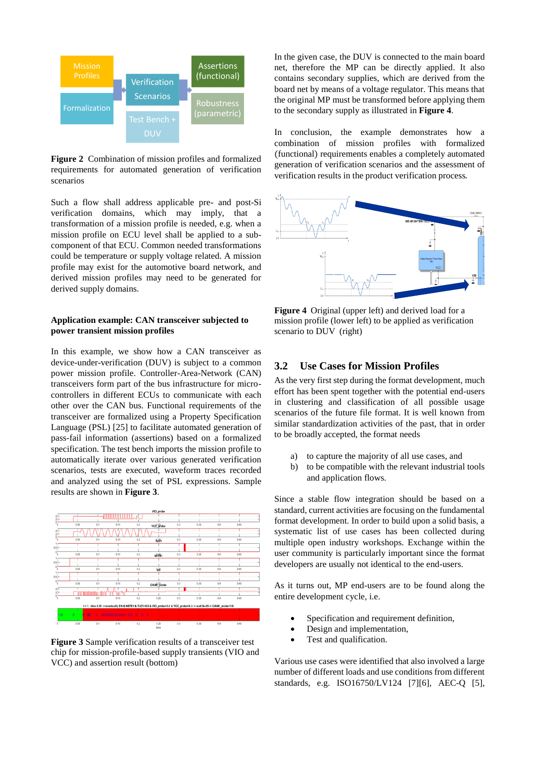Mission Profiles

Formalization

Verification Scenarios

Test Bench + DUV

Assertions (functional)

Robustness (parametric)

**Figure 2** Combination of mission profiles and formalized requirements for automated generation of verification scenarios

Such a flow shall address applicable pre- and post-Si verification domains, which may imply, that a transformation of a mission profile is needed, e.g. when a mission profile on ECU level shall be applied to a sub-component of that ECU. Common needed transformations could be temperature or supply voltage related. A mission profile may exist for the automotive board network, and derived mission profiles may need to be generated for derived supply domains.

**Application example: CAN transceiver subjected to power transient mission profiles**

In this example, we show how a CAN transceiver as device-under-verification (DUV) is subject to a common power mission profile. Controller-Area-Network (CAN) transceivers form part of the bus infrastructure for micro-controllers in different ECUs to communicate with each other over the CAN bus. Functional requirements of the transceiver are formalized using a Property Specification Language (PSL) [25] to facilitate automated generation of pass-fail information (assertions) based on a formalized specification. The test bench imports the mission profile to automatically iterate over various generated verification scenarios, tests are executed, waveform traces recorded and analyzed using the set of PSL expressions. Sample results are shown in **Figure 3**.

**Figure 3** Sample verification results of a transceiver test chip for mission-profile-based supply transients (VIO and VCC) and assertion result (bottom)

In the given case, the DUV is connected to the main board net, therefore the MP can be directly applied. It also contains secondary supplies, which are derived from the board net by means of a voltage regulator. This means that the original MP must be transformed before applying them to the secondary supply as illustrated in **Figure 4**.

In conclusion, the example demonstrates how a combination of mission profiles with formalized (functional) requirements enables a completely automated generation of verification scenarios and the assessment of verification results in the product verification process.

**Figure 4** Original (upper left) and derived load for a mission profile (lower left) to be applied as verification scenario to DUV (right)

## 3.2 Use Cases for Mission Profiles

As the very first step during the format development, much effort has been spent together with the potential end-users in clustering and classification of all possible usage scenarios of the future file format. It is well known from similar standardization activities of the past, that in order to be broadly accepted, the format needs

a) to capture the majority of all use cases, and
b) to be compatible with the relevant industrial tools and application flows.

Since a stable flow integration should be based on a standard, current activities are focusing on the fundamental format development. In order to build upon a solid basis, a systematic list of use cases has been collected during multiple open industry workshops. Exchange within the user community is particularly important since the format developers are usually not identical to the end-users.

As it turns out, MP end-users are to be found along the entire development cycle, i.e.

- Specification and requirement definition,
- Design and implementation,
- Test and qualification.

Various use cases were identified that also involved a large number of different loads and use conditions from different standards, e.g. ISO16750/LV124 [7][6], AEC-Q [5],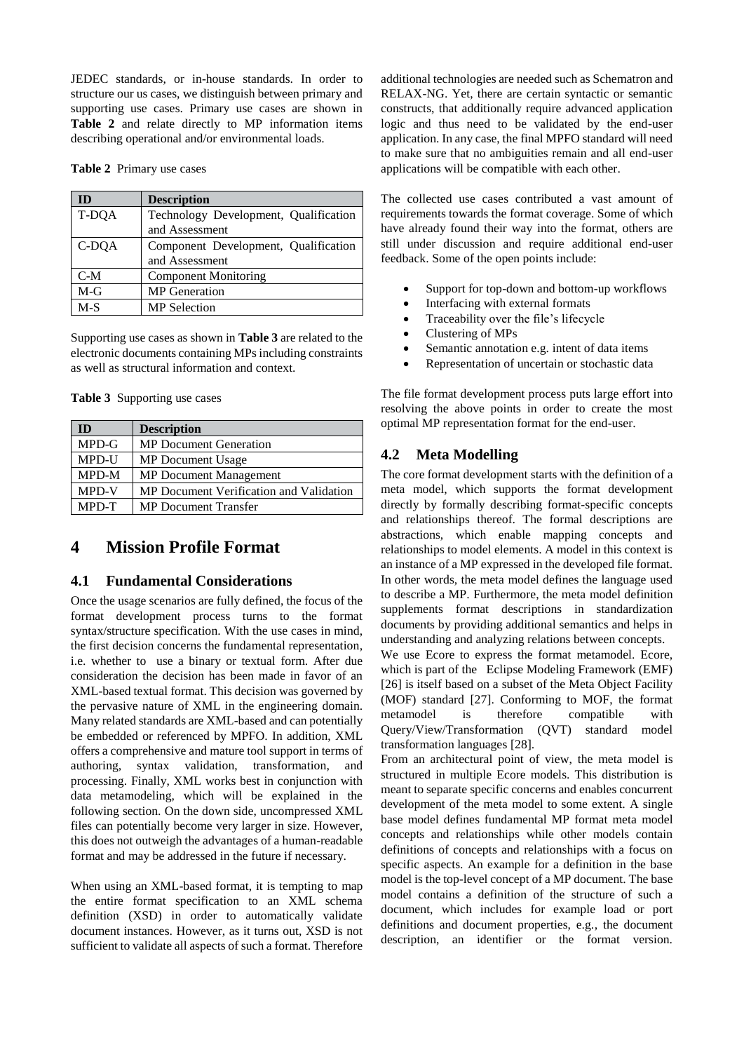JEDEC standards, or in-house standards. In order to structure our us cases, we distinguish between primary and supporting use cases. Primary use cases are shown in **Table 2** and relate directly to MP information items describing operational and/or environmental loads.

**Table 2** Primary use cases

| ID | Description |
|---|---|
| T-DQA | Technology Development, Qualification and Assessment |
| C-DQA | Component Development, Qualification and Assessment |
| C-M | Component Monitoring |
| M-G | MP Generation |
| M-S | MP Selection |

Supporting use cases as shown in **Table 3** are related to the electronic documents containing MPs including constraints as well as structural information and context.

**Table 3** Supporting use cases

| ID | Description |
|---|---|
| MPD-G | MP Document Generation |
| MPD-U | MP Document Usage |
| MPD-M | MP Document Management |
| MPD-V | MP Document Verification and Validation |
| MPD-T | MP Document Transfer |

# 4 Mission Profile Format

## 4.1 Fundamental Considerations

Once the usage scenarios are fully defined, the focus of the format development process turns to the format syntax/structure specification. With the use cases in mind, the first decision concerns the fundamental representation, i.e. whether to use a binary or textual form. After due consideration the decision has been made in favor of an XML-based textual format. This decision was governed by the pervasive nature of XML in the engineering domain. Many related standards are XML-based and can potentially be embedded or referenced by MPFO. In addition, XML offers a comprehensive and mature tool support in terms of authoring, syntax validation, transformation, and processing. Finally, XML works best in conjunction with data metamodeling, which will be explained in the following section. On the down side, uncompressed XML files can potentially become very larger in size. However, this does not outweigh the advantages of a human-readable format and may be addressed in the future if necessary.

When using an XML-based format, it is tempting to map the entire format specification to an XML schema definition (XSD) in order to automatically validate document instances. However, as it turns out, XSD is not sufficient to validate all aspects of such a format. Therefore additional technologies are needed such as Schematron and RELAX-NG. Yet, there are certain syntactic or semantic constructs, that additionally require advanced application logic and thus need to be validated by the end-user application. In any case, the final MPFO standard will need to make sure that no ambiguities remain and all end-user applications will be compatible with each other.

The collected use cases contributed a vast amount of requirements towards the format coverage. Some of which have already found their way into the format, others are still under discussion and require additional end-user feedback. Some of the open points include:

- Support for top-down and bottom-up workflows
- Interfacing with external formats
- Traceability over the file's lifecycle
- Clustering of MPs
- Semantic annotation e.g. intent of data items
- Representation of uncertain or stochastic data

The file format development process puts large effort into resolving the above points in order to create the most optimal MP representation format for the end-user.

## 4.2 Meta Modelling

The core format development starts with the definition of a meta model, which supports the format development directly by formally describing format-specific concepts and relationships thereof. The formal descriptions are abstractions, which enable mapping concepts and relationships to model elements. A model in this context is an instance of a MP expressed in the developed file format. In other words, the meta model defines the language used to describe a MP. Furthermore, the meta model definition supplements format descriptions in standardization documents by providing additional semantics and helps in understanding and analyzing relations between concepts.

We use Ecore to express the format metamodel. Ecore, which is part of the Eclipse Modeling Framework (EMF) [26] is itself based on a subset of the Meta Object Facility (MOF) standard [27]. Conforming to MOF, the format metamodel is therefore compatible with Query/View/Transformation (QVT) standard model transformation languages [28].

From an architectural point of view, the meta model is structured in multiple Ecore models. This distribution is meant to separate specific concerns and enables concurrent development of the meta model to some extent. A single base model defines fundamental MP format meta model concepts and relationships while other models contain definitions of concepts and relationships with a focus on specific aspects. An example for a definition in the base model is the top-level concept of a MP document. The base model contains a definition of the structure of such a document, which includes for example load or port definitions and document properties, e.g., the document description, an identifier or the format version.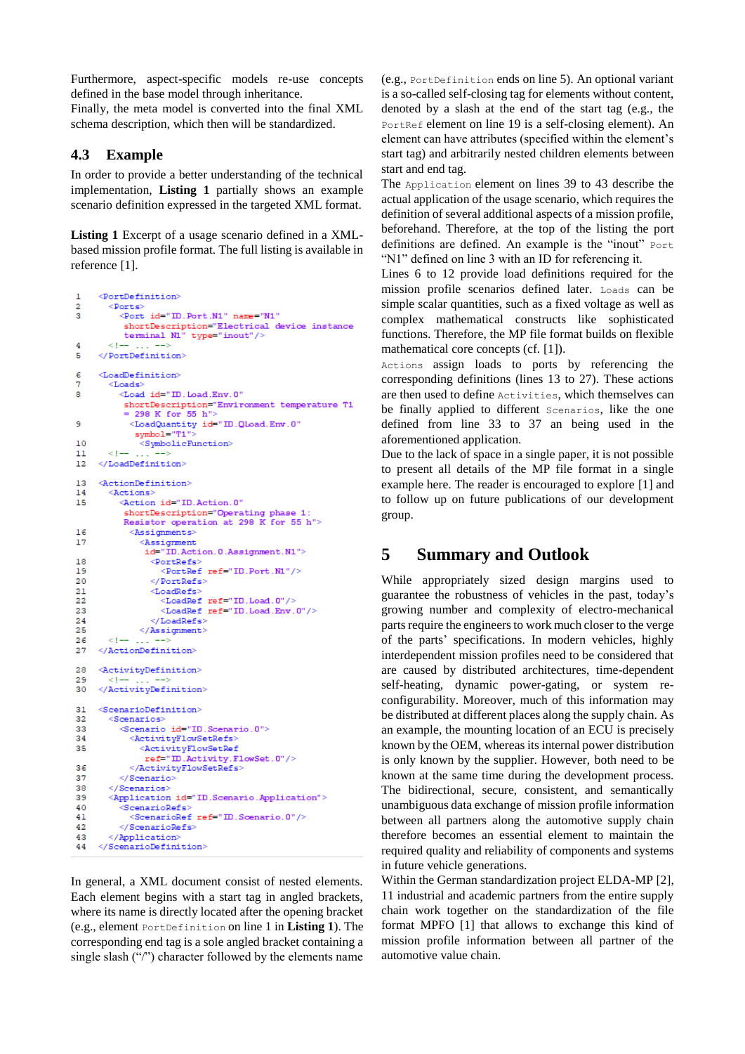Furthermore, aspect-specific models re-use concepts defined in the base model through inheritance.
Finally, the meta model is converted into the final XML schema description, which then will be standardized.

## 4.3 Example

In order to provide a better understanding of the technical implementation, **Listing 1** partially shows an example scenario definition expressed in the targeted XML format.

**Listing 1** Excerpt of a usage scenario defined in a XML-based mission profile format. The full listing is available in reference [1].

```
1   <PortDefinition>
2     <Ports>
3       <Port id="ID.Port.N1" name="N1"
        shortDescription="Electrical device instance
        terminal N1" type="inout"/>
4     <!-- ... -->
5   </PortDefinition>
6   <LoadDefinition>
7     <Loads>
8       <Load id="ID.Load.Env.0"
        shortDescription="Environment temperature T1
        = 298 K for 55 h">
9         <LoadQuantity id="ID.QLoad.Env.0"
          symbol="T1">
10          <SymbolicFunction>
11    <!-- ... -->
12  </LoadDefinition>
13  <ActionDefinition>
14    <Actions>
15      <Action id="ID.Action.0"
        shortDescription="Operating phase 1:
        Resistor operation at 298 K for 55 h">
16        <Assignments>
17          <Assignment
            id="ID.Action.0.Assignment.N1">
18            <PortRefs>
19              <PortRef ref="ID.Port.N1"/>
20            </PortRefs>
21            <LoadRefs>
22              <LoadRef ref="ID.Load.0"/>
23              <LoadRef ref="ID.Load.Env.0"/>
24            </LoadRefs>
25          </Assignment>
26    <!-- ... -->
27  </ActionDefinition>
28  <ActivityDefinition>
29    <!-- ... -->
30  </ActivityDefinition>
31  <ScenarioDefinition>
32    <Scenarios>
33      <Scenario id="ID.Scenario.0">
34        <ActivityFlowSetRefs>
35          <ActivityFlowSetRef
            ref="ID.Activity.FlowSet.0"/>
36        </ActivityFlowSetRefs>
37      </Scenario>
38    </Scenarios>
39    <Application id="ID.Scenario.Application">
40      <ScenarioRefs>
41        <ScenarioRef ref="ID.Scenario.0"/>
42      </ScenarioRefs>
43    </Application>
44  </ScenarioDefinition>
```

In general, a XML document consist of nested elements. Each element begins with a start tag in angled brackets, where its name is directly located after the opening bracket (e.g., element `PortDefinition` on line 1 in **Listing 1**). The corresponding end tag is a sole angled bracket containing a single slash ("/") character followed by the elements name (e.g., `PortDefinition` ends on line 5). An optional variant is a so-called self-closing tag for elements without content, denoted by a slash at the end of the start tag (e.g., the `PortRef` element on line 19 is a self-closing element). An element can have attributes (specified within the element's start tag) and arbitrarily nested children elements between start and end tag.
The `Application` element on lines 39 to 43 describe the actual application of the usage scenario, which requires the definition of several additional aspects of a mission profile, beforehand. Therefore, at the top of the listing the port definitions are defined. An example is the "inout" `Port` "N1" defined on line 3 with an ID for referencing it.
Lines 6 to 12 provide load definitions required for the mission profile scenarios defined later. `Loads` can be simple scalar quantities, such as a fixed voltage as well as complex mathematical constructs like sophisticated functions. Therefore, the MP file format builds on flexible mathematical core concepts (cf. [1]).
`Actions` assign loads to ports by referencing the corresponding definitions (lines 13 to 27). These actions are then used to define `Activities`, which themselves can be finally applied to different `Scenarios`, like the one defined from line 33 to 37 an being used in the aforementioned application.
Due to the lack of space in a single paper, it is not possible to present all details of the MP file format in a single example here. The reader is encouraged to explore [1] and to follow up on future publications of our development group.

# 5 Summary and Outlook

While appropriately sized design margins used to guarantee the robustness of vehicles in the past, today's growing number and complexity of electro-mechanical parts require the engineers to work much closer to the verge of the parts' specifications. In modern vehicles, highly interdependent mission profiles need to be considered that are caused by distributed architectures, time-dependent self-heating, dynamic power-gating, or system re-configurability. Moreover, much of this information may be distributed at different places along the supply chain. As an example, the mounting location of an ECU is precisely known by the OEM, whereas its internal power distribution is only known by the supplier. However, both need to be known at the same time during the development process. The bidirectional, secure, consistent, and semantically unambiguous data exchange of mission profile information between all partners along the automotive supply chain therefore becomes an essential element to maintain the required quality and reliability of components and systems in future vehicle generations.
Within the German standardization project ELDA-MP [2], 11 industrial and academic partners from the entire supply chain work together on the standardization of the file format MPFO [1] that allows to exchange this kind of mission profile information between all partner of the automotive value chain.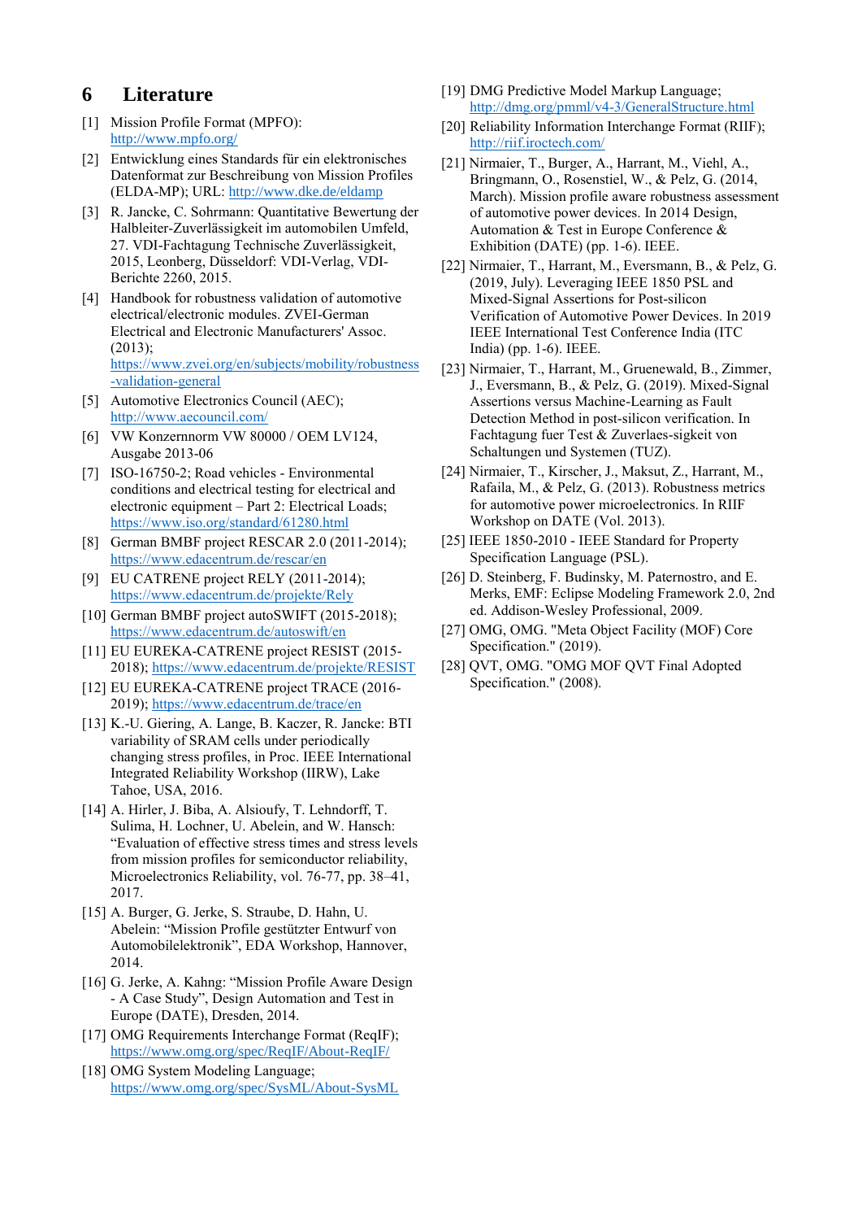# 6 Literature

[1] Mission Profile Format (MPFO): http://www.mpfo.org/

[2] Entwicklung eines Standards für ein elektronisches Datenformat zur Beschreibung von Mission Profiles (ELDA-MP); URL: http://www.dke.de/eldamp

[3] R. Jancke, C. Sohrmann: Quantitative Bewertung der Halbleiter-Zuverlässigkeit im automobilen Umfeld, 27. VDI-Fachtagung Technische Zuverlässigkeit, 2015, Leonberg, Düsseldorf: VDI-Verlag, VDI-Berichte 2260, 2015.

[4] Handbook for robustness validation of automotive electrical/electronic modules. ZVEI-German Electrical and Electronic Manufacturers' Assoc. (2013); https://www.zvei.org/en/subjects/mobility/robustness-validation-general

[5] Automotive Electronics Council (AEC); http://www.aecouncil.com/

[6] VW Konzernnorm VW 80000 / OEM LV124, Ausgabe 2013-06

[7] ISO-16750-2; Road vehicles - Environmental conditions and electrical testing for electrical and electronic equipment – Part 2: Electrical Loads; https://www.iso.org/standard/61280.html

[8] German BMBF project RESCAR 2.0 (2011-2014); https://www.edacentrum.de/rescar/en

[9] EU CATRENE project RELY (2011-2014); https://www.edacentrum.de/projekte/Rely

[10] German BMBF project autoSWIFT (2015-2018); https://www.edacentrum.de/autoswift/en

[11] EU EUREKA-CATRENE project RESIST (2015-2018); https://www.edacentrum.de/projekte/RESIST

[12] EU EUREKA-CATRENE project TRACE (2016-2019); https://www.edacentrum.de/trace/en

[13] K.-U. Giering, A. Lange, B. Kaczer, R. Jancke: BTI variability of SRAM cells under periodically changing stress profiles, in Proc. IEEE International Integrated Reliability Workshop (IIRW), Lake Tahoe, USA, 2016.

[14] A. Hirler, J. Biba, A. Alsioufy, T. Lehndorff, T. Sulima, H. Lochner, U. Abelein, and W. Hansch: "Evaluation of effective stress times and stress levels from mission profiles for semiconductor reliability, Microelectronics Reliability, vol. 76-77, pp. 38–41, 2017.

[15] A. Burger, G. Jerke, S. Straube, D. Hahn, U. Abelein: "Mission Profile gestützter Entwurf von Automobilelektronik", EDA Workshop, Hannover, 2014.

[16] G. Jerke, A. Kahng: "Mission Profile Aware Design - A Case Study", Design Automation and Test in Europe (DATE), Dresden, 2014.

[17] OMG Requirements Interchange Format (ReqIF); https://www.omg.org/spec/ReqIF/About-ReqIF/

[18] OMG System Modeling Language; https://www.omg.org/spec/SysML/About-SysML

[19] DMG Predictive Model Markup Language; http://dmg.org/pmml/v4-3/GeneralStructure.html

[20] Reliability Information Interchange Format (RIIF); http://riif.iroctech.com/

[21] Nirmaier, T., Burger, A., Harrant, M., Viehl, A., Bringmann, O., Rosenstiel, W., & Pelz, G. (2014, March). Mission profile aware robustness assessment of automotive power devices. In 2014 Design, Automation & Test in Europe Conference & Exhibition (DATE) (pp. 1-6). IEEE.

[22] Nirmaier, T., Harrant, M., Eversmann, B., & Pelz, G. (2019, July). Leveraging IEEE 1850 PSL and Mixed-Signal Assertions for Post-silicon Verification of Automotive Power Devices. In 2019 IEEE International Test Conference India (ITC India) (pp. 1-6). IEEE.

[23] Nirmaier, T., Harrant, M., Gruenewald, B., Zimmer, J., Eversmann, B., & Pelz, G. (2019). Mixed-Signal Assertions versus Machine-Learning as Fault Detection Method in post-silicon verification. In Fachtagung fuer Test & Zuverlaes-sigkeit von Schaltungen und Systemen (TUZ).

[24] Nirmaier, T., Kirscher, J., Maksut, Z., Harrant, M., Rafaila, M., & Pelz, G. (2013). Robustness metrics for automotive power microelectronics. In RIIF Workshop on DATE (Vol. 2013).

[25] IEEE 1850-2010 - IEEE Standard for Property Specification Language (PSL).

[26] D. Steinberg, F. Budinsky, M. Paternostro, and E. Merks, EMF: Eclipse Modeling Framework 2.0, 2nd ed. Addison-Wesley Professional, 2009.

[27] OMG, OMG. "Meta Object Facility (MOF) Core Specification." (2019).

[28] QVT, OMG. "OMG MOF QVT Final Adopted Specification." (2008).